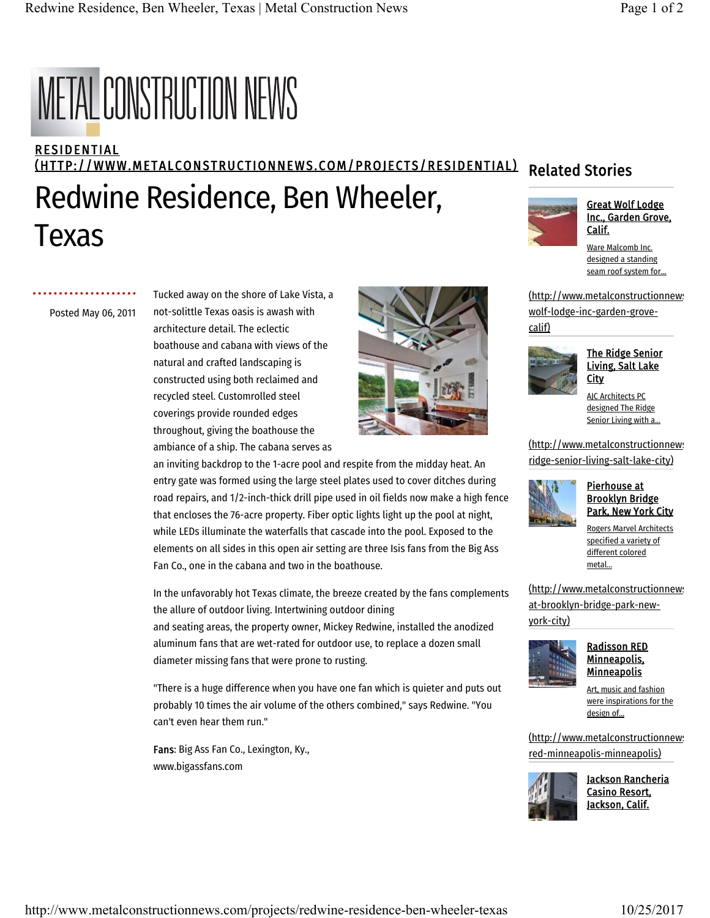# METAL CONSTRUCTION NEWS

RESIDENTIAL
(HTTP://WWW.METALCONSTRUCTIONNEWS.COM/PROJECTS/RESIDENTIAL)

# Redwine Residence, Ben Wheeler, Texas

Posted May 06, 2011

Tucked away on the shore of Lake Vista, a not-solittle Texas oasis is awash with architecture detail. The eclectic boathouse and cabana with views of the natural and crafted landscaping is constructed using both reclaimed and recycled steel. Customrolled steel coverings provide rounded edges throughout, giving the boathouse the ambiance of a ship. The cabana serves as an inviting backdrop to the 1-acre pool and respite from the midday heat. An entry gate was formed using the large steel plates used to cover ditches during road repairs, and 1/2-inch-thick drill pipe used in oil fields now make a high fence that encloses the 76-acre property. Fiber optic lights light up the pool at night, while LEDs illuminate the waterfalls that cascade into the pool. Exposed to the elements on all sides in this open air setting are three Isis fans from the Big Ass Fan Co., one in the cabana and two in the boathouse.

In the unfavorably hot Texas climate, the breeze created by the fans complements the allure of outdoor living. Intertwining outdoor dining and seating areas, the property owner, Mickey Redwine, installed the anodized aluminum fans that are wet-rated for outdoor use, to replace a dozen small diameter missing fans that were prone to rusting.

"There is a huge difference when you have one fan which is quieter and puts out probably 10 times the air volume of the others combined," says Redwine. "You can't even hear them run."

**Fans**: Big Ass Fan Co., Lexington, Ky., www.bigassfans.com

## Related Stories

**Great Wolf Lodge Inc., Garden Grove, Calif.**
Ware Malcomb Inc. designed a standing seam roof system for...
(http://www.metalconstructionnews wolf-lodge-inc-garden-grove-calif)

**The Ridge Senior Living, Salt Lake City**
AJC Architects PC designed The Ridge Senior Living with a...
(http://www.metalconstructionnews ridge-senior-living-salt-lake-city)

**Pierhouse at Brooklyn Bridge Park, New York City**
Rogers Marvel Architects specified a variety of different colored metal...
(http://www.metalconstructionnews at-brooklyn-bridge-park-new-york-city)

**Radisson RED Minneapolis, Minneapolis**
Art, music and fashion were inspirations for the design of...
(http://www.metalconstructionnews red-minneapolis-minneapolis)

**Jackson Rancheria Casino Resort, Jackson, Calif.**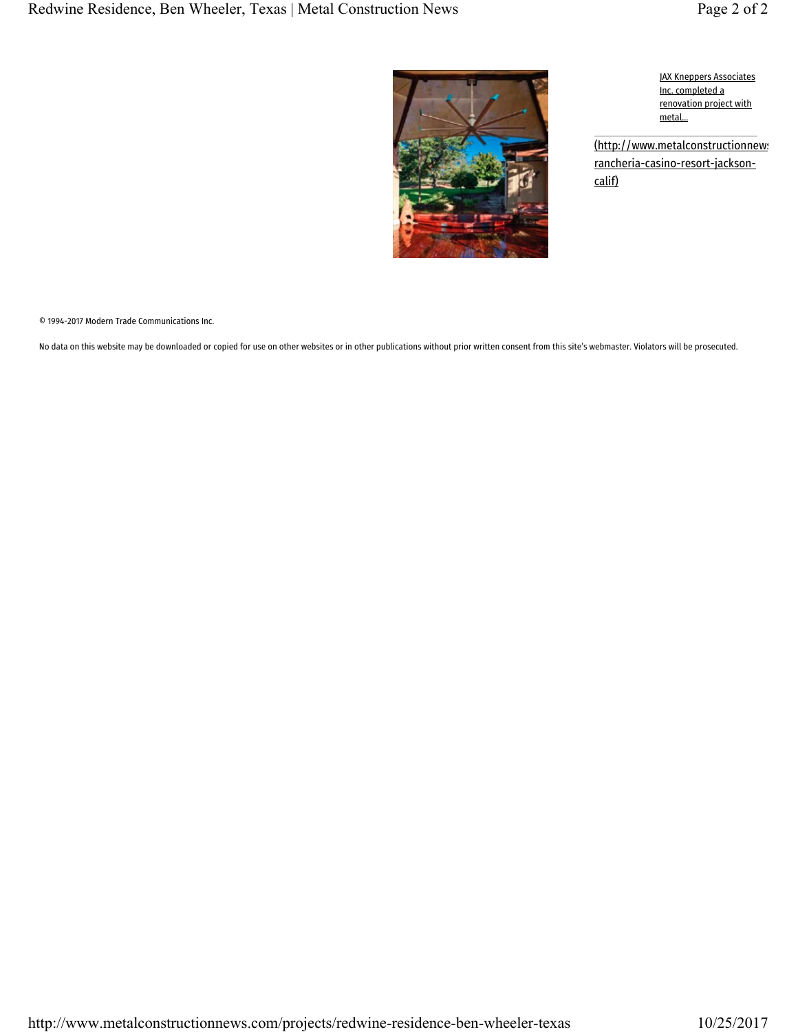JAX Kneppers Associates Inc. completed a renovation project with metal...

(http://www.metalconstructionnews rancheria-casino-resort-jackson-calif)

© 1994-2017 Modern Trade Communications Inc.

No data on this website may be downloaded or copied for use on other websites or in other publications without prior written consent from this site's webmaster. Violators will be prosecuted.